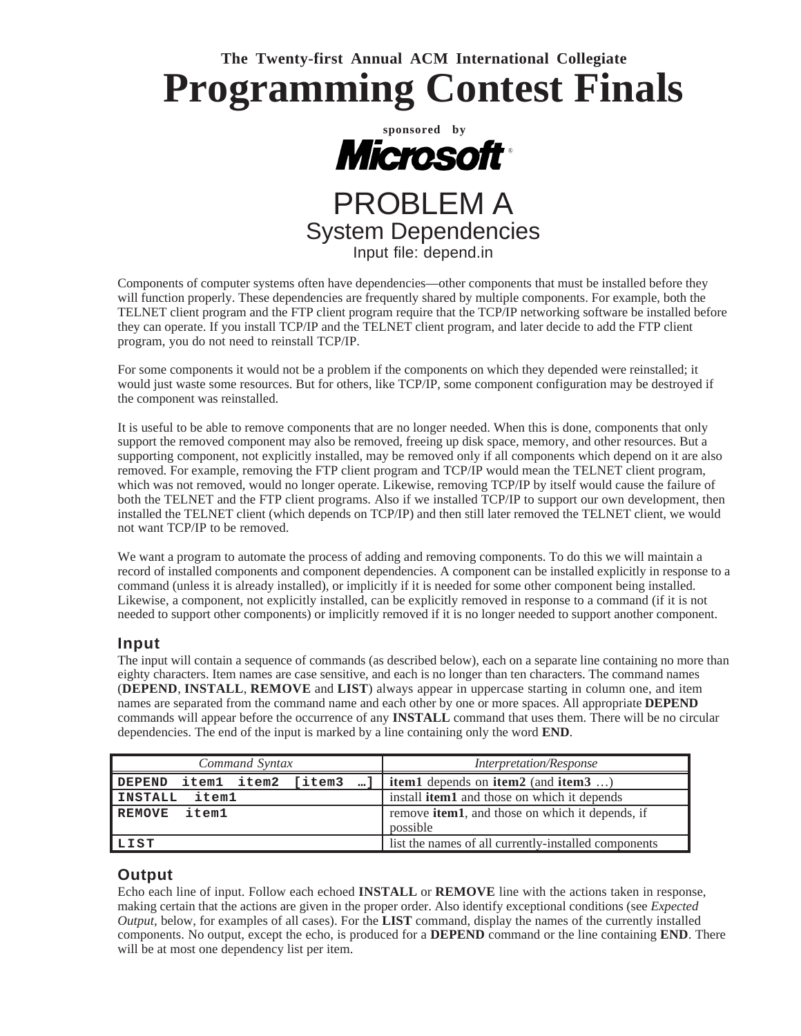The Twenty-first Annual ACM International Collegiate

# Programming Contest Finals

sponsored by

Microsoft®

# PROBLEM A

## System Dependencies

Input file: depend.in

Components of computer systems often have dependencies—other components that must be installed before they will function properly. These dependencies are frequently shared by multiple components. For example, both the TELNET client program and the FTP client program require that the TCP/IP networking software be installed before they can operate. If you install TCP/IP and the TELNET client program, and later decide to add the FTP client program, you do not need to reinstall TCP/IP.

For some components it would not be a problem if the components on which they depended were reinstalled; it would just waste some resources. But for others, like TCP/IP, some component configuration may be destroyed if the component was reinstalled.

It is useful to be able to remove components that are no longer needed. When this is done, components that only support the removed component may also be removed, freeing up disk space, memory, and other resources. But a supporting component, not explicitly installed, may be removed only if all components which depend on it are also removed. For example, removing the FTP client program and TCP/IP would mean the TELNET client program, which was not removed, would no longer operate. Likewise, removing TCP/IP by itself would cause the failure of both the TELNET and the FTP client programs. Also if we installed TCP/IP to support our own development, then installed the TELNET client (which depends on TCP/IP) and then still later removed the TELNET client, we would not want TCP/IP to be removed.

We want a program to automate the process of adding and removing components. To do this we will maintain a record of installed components and component dependencies. A component can be installed explicitly in response to a command (unless it is already installed), or implicitly if it is needed for some other component being installed. Likewise, a component, not explicitly installed, can be explicitly removed in response to a command (if it is not needed to support other components) or implicitly removed if it is no longer needed to support another component.

### Input

The input will contain a sequence of commands (as described below), each on a separate line containing no more than eighty characters. Item names are case sensitive, and each is no longer than ten characters. The command names (**DEPEND**, **INSTALL**, **REMOVE** and **LIST**) always appear in uppercase starting in column one, and item names are separated from the command name and each other by one or more spaces. All appropriate **DEPEND** commands will appear before the occurrence of any **INSTALL** command that uses them. There will be no circular dependencies. The end of the input is marked by a line containing only the word **END**.

| *Command Syntax* | *Interpretation/Response* |
|---|---|
| `DEPEND item1 item2 [item3 …]` | **item1** depends on **item2** (and **item3** …) |
| `INSTALL item1` | install **item1** and those on which it depends |
| `REMOVE item1` | remove **item1**, and those on which it depends, if possible |
| `LIST` | list the names of all currently-installed components |

### Output

Echo each line of input. Follow each echoed **INSTALL** or **REMOVE** line with the actions taken in response, making certain that the actions are given in the proper order. Also identify exceptional conditions (see *Expected Output*, below, for examples of all cases). For the **LIST** command, display the names of the currently installed components. No output, except the echo, is produced for a **DEPEND** command or the line containing **END**. There will be at most one dependency list per item.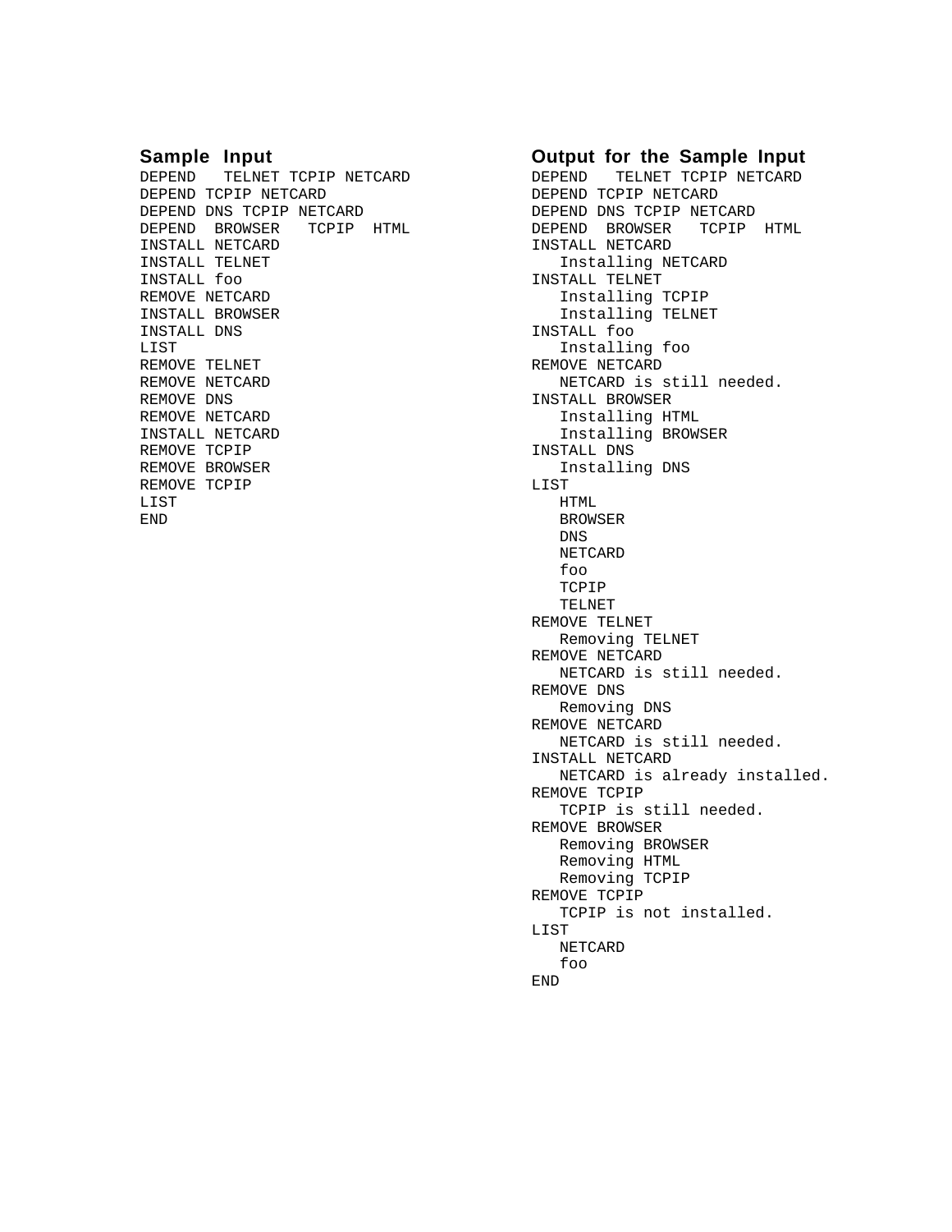**Sample Input**

```
DEPEND   TELNET TCPIP NETCARD
DEPEND TCPIP NETCARD
DEPEND DNS TCPIP NETCARD
DEPEND  BROWSER   TCPIP  HTML
INSTALL NETCARD
INSTALL TELNET
INSTALL foo
REMOVE NETCARD
INSTALL BROWSER
INSTALL DNS
LIST
REMOVE TELNET
REMOVE NETCARD
REMOVE DNS
REMOVE NETCARD
INSTALL NETCARD
REMOVE TCPIP
REMOVE BROWSER
REMOVE TCPIP
LIST
END
```

**Output for the Sample Input**

```
DEPEND   TELNET TCPIP NETCARD
DEPEND TCPIP NETCARD
DEPEND DNS TCPIP NETCARD
DEPEND  BROWSER   TCPIP  HTML
INSTALL NETCARD
   Installing NETCARD
INSTALL TELNET
   Installing TCPIP
   Installing TELNET
INSTALL foo
   Installing foo
REMOVE NETCARD
   NETCARD is still needed.
INSTALL BROWSER
   Installing HTML
   Installing BROWSER
INSTALL DNS
   Installing DNS
LIST
   HTML
   BROWSER
   DNS
   NETCARD
   foo
   TCPIP
   TELNET
REMOVE TELNET
   Removing TELNET
REMOVE NETCARD
   NETCARD is still needed.
REMOVE DNS
   Removing DNS
REMOVE NETCARD
   NETCARD is still needed.
INSTALL NETCARD
   NETCARD is already installed.
REMOVE TCPIP
   TCPIP is still needed.
REMOVE BROWSER
   Removing BROWSER
   Removing HTML
   Removing TCPIP
REMOVE TCPIP
   TCPIP is not installed.
LIST
   NETCARD
   foo
END
```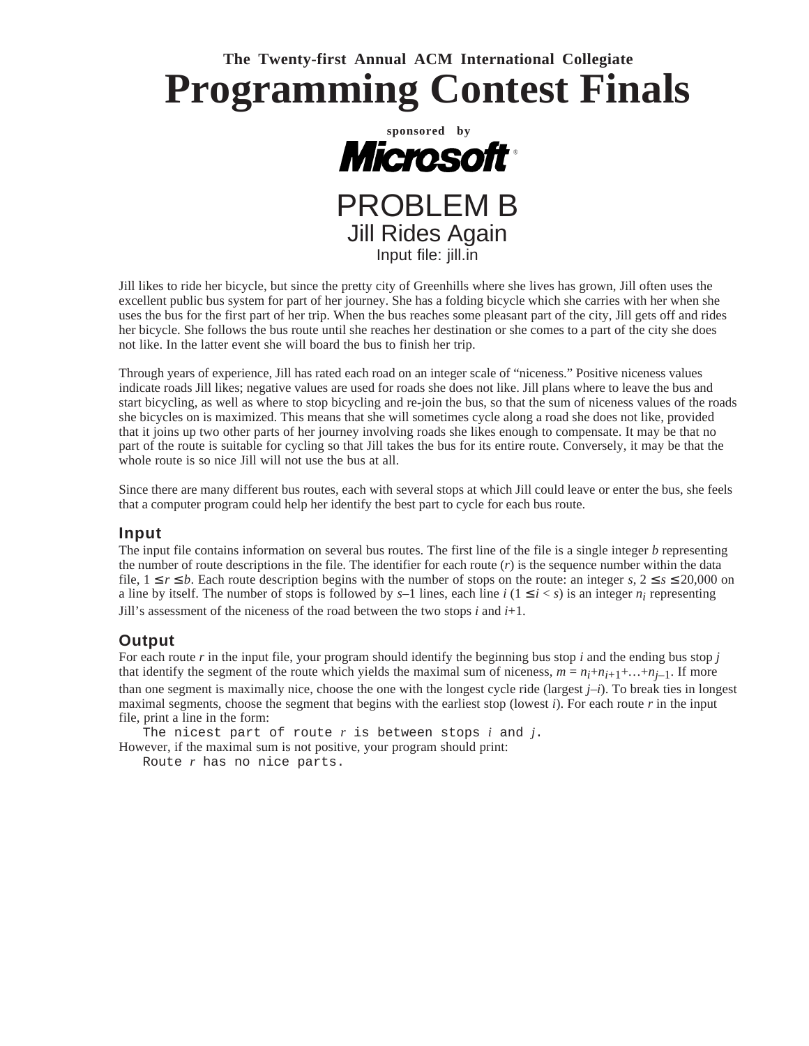The Twenty-first Annual ACM International Collegiate

# Programming Contest Finals

sponsored by

Microsoft®

## PROBLEM B
## Jill Rides Again
Input file: jill.in

Jill likes to ride her bicycle, but since the pretty city of Greenhills where she lives has grown, Jill often uses the excellent public bus system for part of her journey. She has a folding bicycle which she carries with her when she uses the bus for the first part of her trip. When the bus reaches some pleasant part of the city, Jill gets off and rides her bicycle. She follows the bus route until she reaches her destination or she comes to a part of the city she does not like. In the latter event she will board the bus to finish her trip.

Through years of experience, Jill has rated each road on an integer scale of "niceness." Positive niceness values indicate roads Jill likes; negative values are used for roads she does not like. Jill plans where to leave the bus and start bicycling, as well as where to stop bicycling and re-join the bus, so that the sum of niceness values of the roads she bicycles on is maximized. This means that she will sometimes cycle along a road she does not like, provided that it joins up two other parts of her journey involving roads she likes enough to compensate. It may be that no part of the route is suitable for cycling so that Jill takes the bus for its entire route. Conversely, it may be that the whole route is so nice Jill will not use the bus at all.

Since there are many different bus routes, each with several stops at which Jill could leave or enter the bus, she feels that a computer program could help her identify the best part to cycle for each bus route.

### Input

The input file contains information on several bus routes. The first line of the file is a single integer *b* representing the number of route descriptions in the file. The identifier for each route (*r*) is the sequence number within the data file, $1 \le r \le b$. Each route description begins with the number of stops on the route: an integer *s*, $2 \le s \le 20{,}000$ on a line by itself. The number of stops is followed by $s-1$ lines, each line *i* ($1 \le i < s$) is an integer $n_i$ representing Jill's assessment of the niceness of the road between the two stops *i* and $i+1$.

### Output

For each route *r* in the input file, your program should identify the beginning bus stop *i* and the ending bus stop *j* that identify the segment of the route which yields the maximal sum of niceness, $m = n_i + n_{i+1} + \ldots + n_{j-1}$. If more than one segment is maximally nice, choose the one with the longest cycle ride (largest $j-i$). To break ties in longest maximal segments, choose the segment that begins with the earliest stop (lowest *i*). For each route *r* in the input file, print a line in the form:

```
The nicest part of route r is between stops i and j.
```

However, if the maximal sum is not positive, your program should print:

```
Route r has no nice parts.
```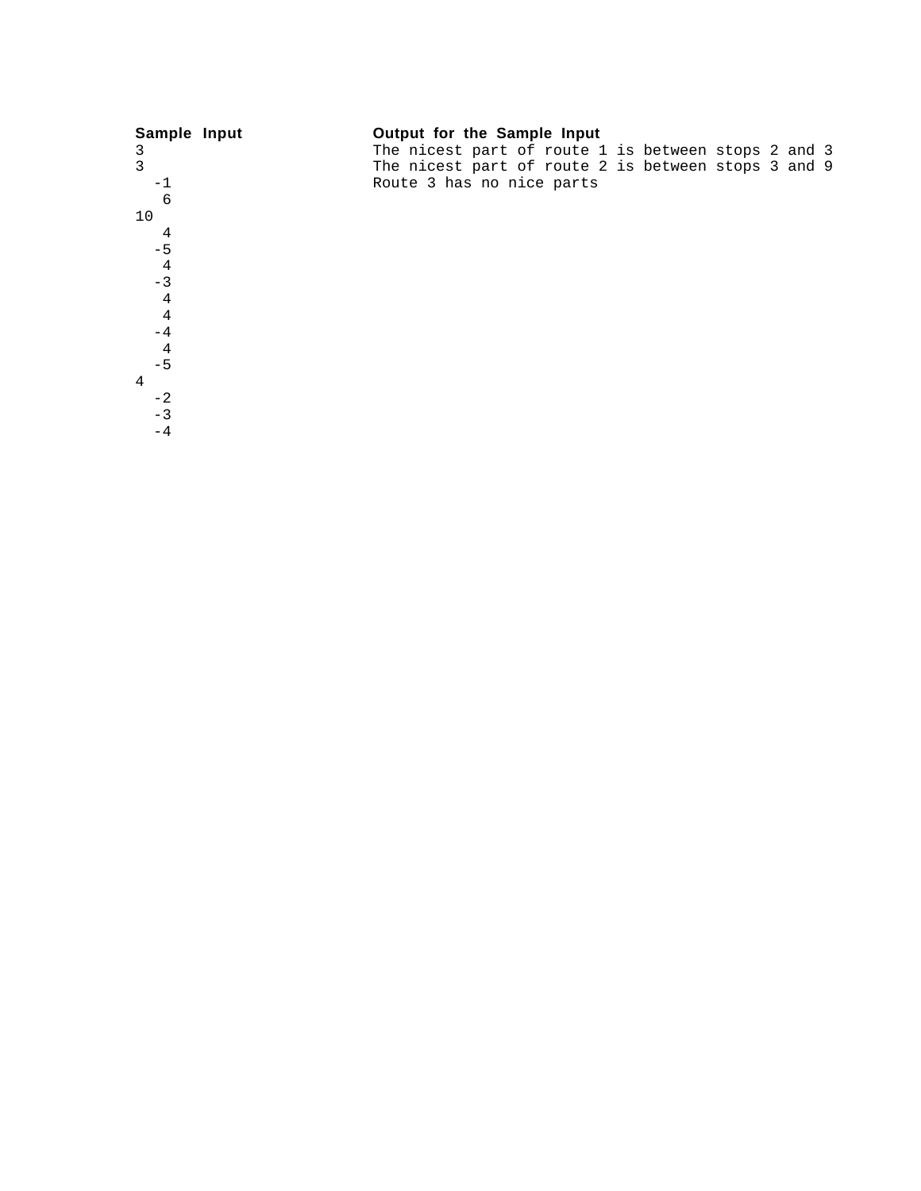**Sample Input**

```
3
3
  -1
   6
10
   4
  -5
   4
  -3
   4
   4
  -4
   4
  -5
4
  -2
  -3
  -4
```

**Output for the Sample Input**

```
The nicest part of route 1 is between stops 2 and 3
The nicest part of route 2 is between stops 3 and 9
Route 3 has no nice parts
```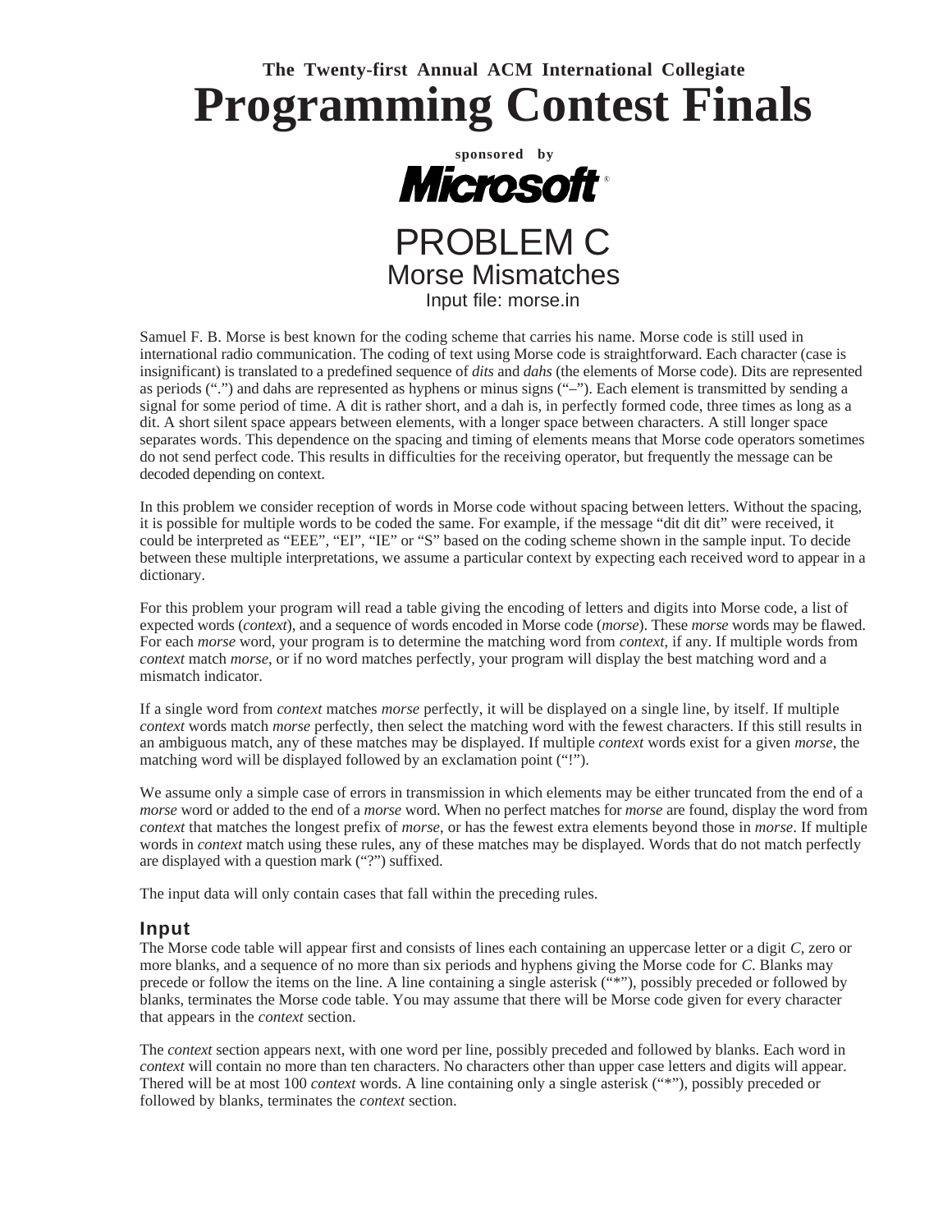The Twenty-first Annual ACM International Collegiate

# Programming Contest Finals

sponsored by

Microsoft®

# PROBLEM C

## Morse Mismatches

Input file: morse.in

Samuel F. B. Morse is best known for the coding scheme that carries his name. Morse code is still used in international radio communication. The coding of text using Morse code is straightforward. Each character (case is insignificant) is translated to a predefined sequence of *dits* and *dahs* (the elements of Morse code). Dits are represented as periods (".") and dahs are represented as hyphens or minus signs ("–"). Each element is transmitted by sending a signal for some period of time. A dit is rather short, and a dah is, in perfectly formed code, three times as long as a dit. A short silent space appears between elements, with a longer space between characters. A still longer space separates words. This dependence on the spacing and timing of elements means that Morse code operators sometimes do not send perfect code. This results in difficulties for the receiving operator, but frequently the message can be decoded depending on context.

In this problem we consider reception of words in Morse code without spacing between letters. Without the spacing, it is possible for multiple words to be coded the same. For example, if the message "dit dit dit" were received, it could be interpreted as "EEE", "EI", "IE" or "S" based on the coding scheme shown in the sample input. To decide between these multiple interpretations, we assume a particular context by expecting each received word to appear in a dictionary.

For this problem your program will read a table giving the encoding of letters and digits into Morse code, a list of expected words (*context*), and a sequence of words encoded in Morse code (*morse*). These *morse* words may be flawed. For each *morse* word, your program is to determine the matching word from *context*, if any. If multiple words from *context* match *morse*, or if no word matches perfectly, your program will display the best matching word and a mismatch indicator.

If a single word from *context* matches *morse* perfectly, it will be displayed on a single line, by itself. If multiple *context* words match *morse* perfectly, then select the matching word with the fewest characters. If this still results in an ambiguous match, any of these matches may be displayed. If multiple *context* words exist for a given *morse*, the matching word will be displayed followed by an exclamation point ("!").

We assume only a simple case of errors in transmission in which elements may be either truncated from the end of a *morse* word or added to the end of a *morse* word. When no perfect matches for *morse* are found, display the word from *context* that matches the longest prefix of *morse*, or has the fewest extra elements beyond those in *morse*. If multiple words in *context* match using these rules, any of these matches may be displayed. Words that do not match perfectly are displayed with a question mark ("?") suffixed.

The input data will only contain cases that fall within the preceding rules.

### Input

The Morse code table will appear first and consists of lines each containing an uppercase letter or a digit *C*, zero or more blanks, and a sequence of no more than six periods and hyphens giving the Morse code for *C*. Blanks may precede or follow the items on the line. A line containing a single asterisk ("*"), possibly preceded or followed by blanks, terminates the Morse code table. You may assume that there will be Morse code given for every character that appears in the *context* section.

The *context* section appears next, with one word per line, possibly preceded and followed by blanks. Each word in *context* will contain no more than ten characters. No characters other than upper case letters and digits will appear. Thered will be at most 100 *context* words. A line containing only a single asterisk ("*"), possibly preceded or followed by blanks, terminates the *context* section.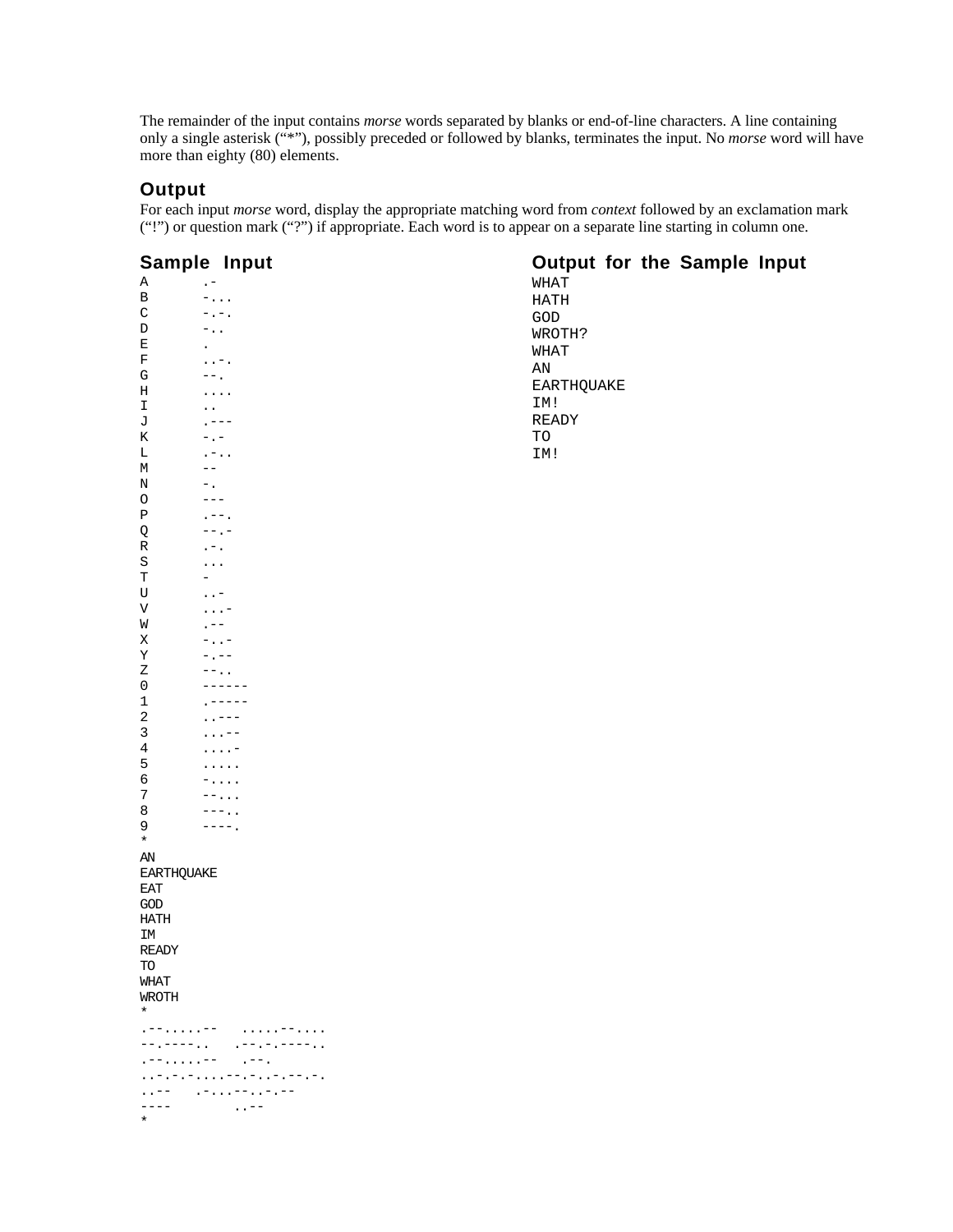The remainder of the input contains *morse* words separated by blanks or end-of-line characters. A line containing only a single asterisk (“*”), possibly preceded or followed by blanks, terminates the input. No *morse* word will have more than eighty (80) elements.

## Output

For each input *morse* word, display the appropriate matching word from *context* followed by an exclamation mark (“!”) or question mark (“?”) if appropriate. Each word is to appear on a separate line starting in column one.

## Sample Input

```
A       .-
B       -...
C       -.-.
D       -..
E       .
F       ..-.
G       --.
H       ....
I       ..
J       .---
K       -.-
L       .-..
M       --
N       -.
O       ---
P       .--.
Q       --.-
R       .-.
S       ...
T       -
U       ..-
V       ...-
W       .--
X       -..-
Y       -.--
Z       --..
0       ------
1       .-----
2       ..---
3       ...--
4       ....-
5       .....
6       -....
7       --...
8       ---..
9       ----.
*
AN
EARTHQUAKE
EAT
GOD
HATH
IM
READY
TO
WHAT
WROTH
*
.--.....--   .....--....
--.----..   .--.-.----..
.--.....--   .--.
..-.-.-....--.-..-.--.-.
..--   .-...--..-.--
----        ..--
*
```

## Output for the Sample Input

```
WHAT
HATH
GOD
WROTH?
WHAT
AN
EARTHQUAKE
IM!
READY
TO
IM!
```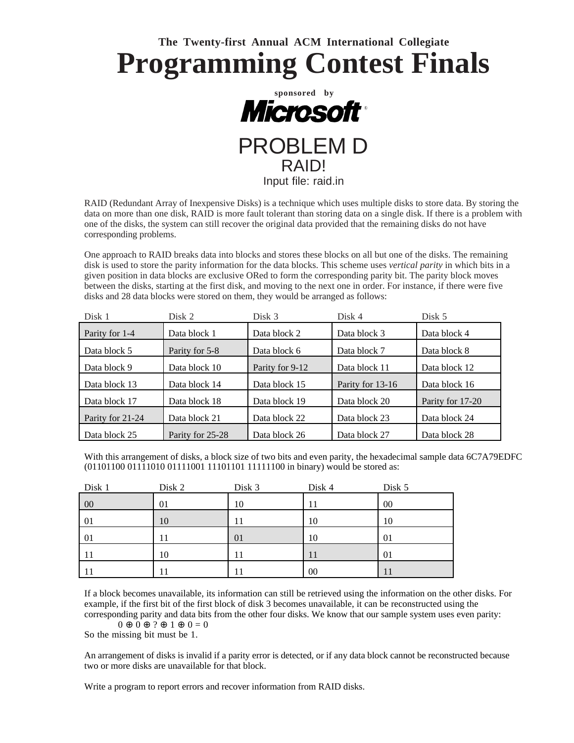The Twenty-first Annual ACM International Collegiate

# Programming Contest Finals

sponsored by

Microsoft®

# PROBLEM D

## RAID!

Input file: raid.in

RAID (Redundant Array of Inexpensive Disks) is a technique which uses multiple disks to store data. By storing the data on more than one disk, RAID is more fault tolerant than storing data on a single disk. If there is a problem with one of the disks, the system can still recover the original data provided that the remaining disks do not have corresponding problems.

One approach to RAID breaks data into blocks and stores these blocks on all but one of the disks. The remaining disk is used to store the parity information for the data blocks. This scheme uses *vertical parity* in which bits in a given position in data blocks are exclusive ORed to form the corresponding parity bit. The parity block moves between the disks, starting at the first disk, and moving to the next one in order. For instance, if there were five disks and 28 data blocks were stored on them, they would be arranged as follows:

| Disk 1 | Disk 2 | Disk 3 | Disk 4 | Disk 5 |
|---|---|---|---|---|
| Parity for 1-4 | Data block 1 | Data block 2 | Data block 3 | Data block 4 |
| Data block 5 | Parity for 5-8 | Data block 6 | Data block 7 | Data block 8 |
| Data block 9 | Data block 10 | Parity for 9-12 | Data block 11 | Data block 12 |
| Data block 13 | Data block 14 | Data block 15 | Parity for 13-16 | Data block 16 |
| Data block 17 | Data block 18 | Data block 19 | Data block 20 | Parity for 17-20 |
| Parity for 21-24 | Data block 21 | Data block 22 | Data block 23 | Data block 24 |
| Data block 25 | Parity for 25-28 | Data block 26 | Data block 27 | Data block 28 |

With this arrangement of disks, a block size of two bits and even parity, the hexadecimal sample data 6C7A79EDFC (01101100 01111010 01111001 11101101 11111100 in binary) would be stored as:

| Disk 1 | Disk 2 | Disk 3 | Disk 4 | Disk 5 |
|---|---|---|---|---|
| 00 | 01 | 10 | 11 | 00 |
| 01 | 10 | 11 | 10 | 10 |
| 01 | 11 | 01 | 10 | 01 |
| 11 | 10 | 11 | 11 | 01 |
| 11 | 11 | 11 | 00 | 11 |

If a block becomes unavailable, its information can still be retrieved using the information on the other disks. For example, if the first bit of the first block of disk 3 becomes unavailable, it can be reconstructed using the corresponding parity and data bits from the other four disks. We know that our sample system uses even parity:

$$0 \oplus 0 \oplus ? \oplus 1 \oplus 0 = 0$$

So the missing bit must be 1.

An arrangement of disks is invalid if a parity error is detected, or if any data block cannot be reconstructed because two or more disks are unavailable for that block.

Write a program to report errors and recover information from RAID disks.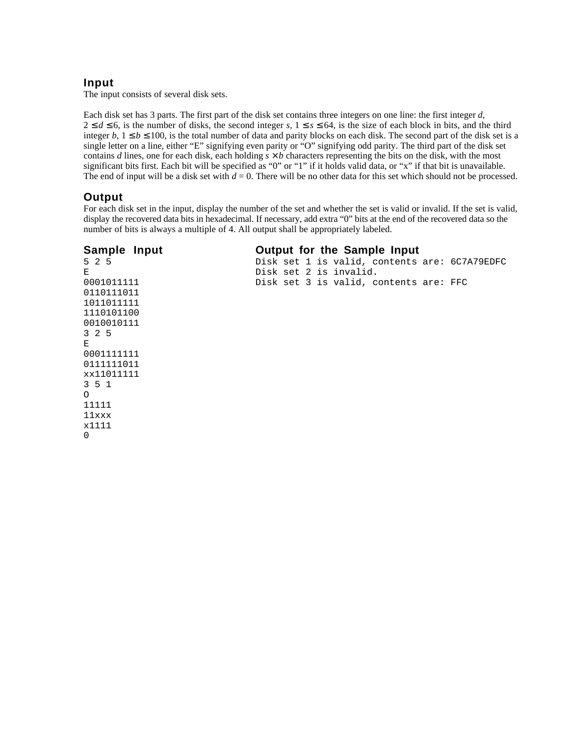## Input

The input consists of several disk sets.

Each disk set has 3 parts. The first part of the disk set contains three integers on one line: the first integer $d$, $2 \leq d \leq 6$, is the number of disks, the second integer $s$, $1 \leq s \leq 64$, is the size of each block in bits, and the third integer $b$, $1 \leq b \leq 100$, is the total number of data and parity blocks on each disk. The second part of the disk set is a single letter on a line, either "E" signifying even parity or "O" signifying odd parity. The third part of the disk set contains $d$ lines, one for each disk, each holding $s \times b$ characters representing the bits on the disk, with the most significant bits first. Each bit will be specified as "0" or "1" if it holds valid data, or "x" if that bit is unavailable. The end of input will be a disk set with $d = 0$. There will be no other data for this set which should not be processed.

## Output

For each disk set in the input, display the number of the set and whether the set is valid or invalid. If the set is valid, display the recovered data bits in hexadecimal. If necessary, add extra "0" bits at the end of the recovered data so the number of bits is always a multiple of 4. All output shall be appropriately labeled.

### Sample Input

```
5 2 5
E
0001011111
0110111011
1011011111
1110101100
0010010111
3 2 5
E
0001111111
0111111011
xx11011111
3 5 1
O
11111
11xxx
x1111
0
```

### Output for the Sample Input

```
Disk set 1 is valid, contents are: 6C7A79EDFC
Disk set 2 is invalid.
Disk set 3 is valid, contents are: FFC
```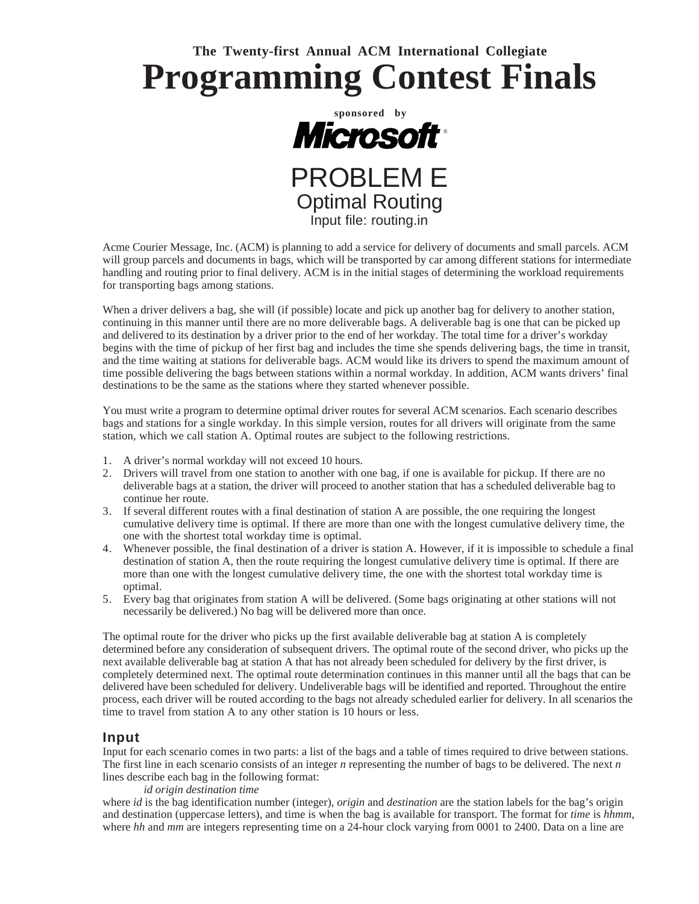The Twenty-first Annual ACM International Collegiate

# Programming Contest Finals

sponsored by

Microsoft®

# PROBLEM E

## Optimal Routing

Input file: routing.in

Acme Courier Message, Inc. (ACM) is planning to add a service for delivery of documents and small parcels. ACM will group parcels and documents in bags, which will be transported by car among different stations for intermediate handling and routing prior to final delivery. ACM is in the initial stages of determining the workload requirements for transporting bags among stations.

When a driver delivers a bag, she will (if possible) locate and pick up another bag for delivery to another station, continuing in this manner until there are no more deliverable bags. A deliverable bag is one that can be picked up and delivered to its destination by a driver prior to the end of her workday. The total time for a driver's workday begins with the time of pickup of her first bag and includes the time she spends delivering bags, the time in transit, and the time waiting at stations for deliverable bags. ACM would like its drivers to spend the maximum amount of time possible delivering the bags between stations within a normal workday. In addition, ACM wants drivers' final destinations to be the same as the stations where they started whenever possible.

You must write a program to determine optimal driver routes for several ACM scenarios. Each scenario describes bags and stations for a single workday. In this simple version, routes for all drivers will originate from the same station, which we call station A. Optimal routes are subject to the following restrictions.

1. A driver's normal workday will not exceed 10 hours.
2. Drivers will travel from one station to another with one bag, if one is available for pickup. If there are no deliverable bags at a station, the driver will proceed to another station that has a scheduled deliverable bag to continue her route.
3. If several different routes with a final destination of station A are possible, the one requiring the longest cumulative delivery time is optimal. If there are more than one with the longest cumulative delivery time, the one with the shortest total workday time is optimal.
4. Whenever possible, the final destination of a driver is station A. However, if it is impossible to schedule a final destination of station A, then the route requiring the longest cumulative delivery time is optimal. If there are more than one with the longest cumulative delivery time, the one with the shortest total workday time is optimal.
5. Every bag that originates from station A will be delivered. (Some bags originating at other stations will not necessarily be delivered.) No bag will be delivered more than once.

The optimal route for the driver who picks up the first available deliverable bag at station A is completely determined before any consideration of subsequent drivers. The optimal route of the second driver, who picks up the next available deliverable bag at station A that has not already been scheduled for delivery by the first driver, is completely determined next. The optimal route determination continues in this manner until all the bags that can be delivered have been scheduled for delivery. Undeliverable bags will be identified and reported. Throughout the entire process, each driver will be routed according to the bags not already scheduled earlier for delivery. In all scenarios the time to travel from station A to any other station is 10 hours or less.

### Input

Input for each scenario comes in two parts: a list of the bags and a table of times required to drive between stations. The first line in each scenario consists of an integer *n* representing the number of bags to be delivered. The next *n* lines describe each bag in the following format:

*id origin destination time*

where *id* is the bag identification number (integer), *origin* and *destination* are the station labels for the bag's origin and destination (uppercase letters), and time is when the bag is available for transport. The format for *time* is *hhmm*, where *hh* and *mm* are integers representing time on a 24-hour clock varying from 0001 to 2400. Data on a line are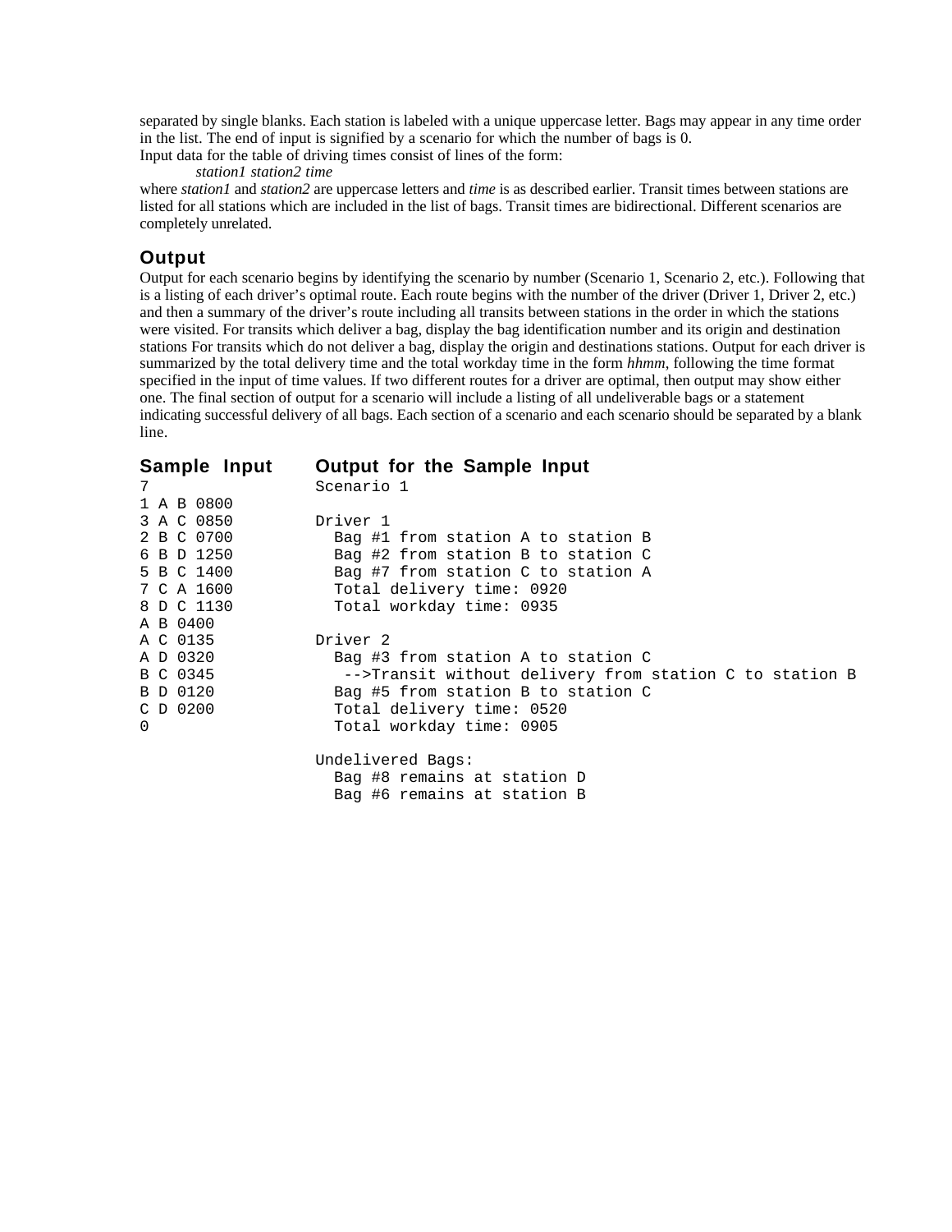separated by single blanks. Each station is labeled with a unique uppercase letter. Bags may appear in any time order in the list. The end of input is signified by a scenario for which the number of bags is 0.

Input data for the table of driving times consist of lines of the form:

*station1 station2 time*

where *station1* and *station2* are uppercase letters and *time* is as described earlier. Transit times between stations are listed for all stations which are included in the list of bags. Transit times are bidirectional. Different scenarios are completely unrelated.

## Output

Output for each scenario begins by identifying the scenario by number (Scenario 1, Scenario 2, etc.). Following that is a listing of each driver's optimal route. Each route begins with the number of the driver (Driver 1, Driver 2, etc.) and then a summary of the driver's route including all transits between stations in the order in which the stations were visited. For transits which deliver a bag, display the bag identification number and its origin and destination stations For transits which do not deliver a bag, display the origin and destinations stations. Output for each driver is summarized by the total delivery time and the total workday time in the form *hhmm*, following the time format specified in the input of time values. If two different routes for a driver are optimal, then output may show either one. The final section of output for a scenario will include a listing of all undeliverable bags or a statement indicating successful delivery of all bags. Each section of a scenario and each scenario should be separated by a blank line.

## Sample Input

```
7
1 A B 0800
3 A C 0850
2 B C 0700
6 B D 1250
5 B C 1400
7 C A 1600
8 D C 1130
A B 0400
A C 0135
A D 0320
B C 0345
B D 0120
C D 0200
0
```

## Output for the Sample Input

```
Scenario 1

Driver 1
  Bag #1 from station A to station B
  Bag #2 from station B to station C
  Bag #7 from station C to station A
  Total delivery time: 0920
  Total workday time: 0935

Driver 2
  Bag #3 from station A to station C
   -->Transit without delivery from station C to station B
  Bag #5 from station B to station C
  Total delivery time: 0520
  Total workday time: 0905

Undelivered Bags:
  Bag #8 remains at station D
  Bag #6 remains at station B
```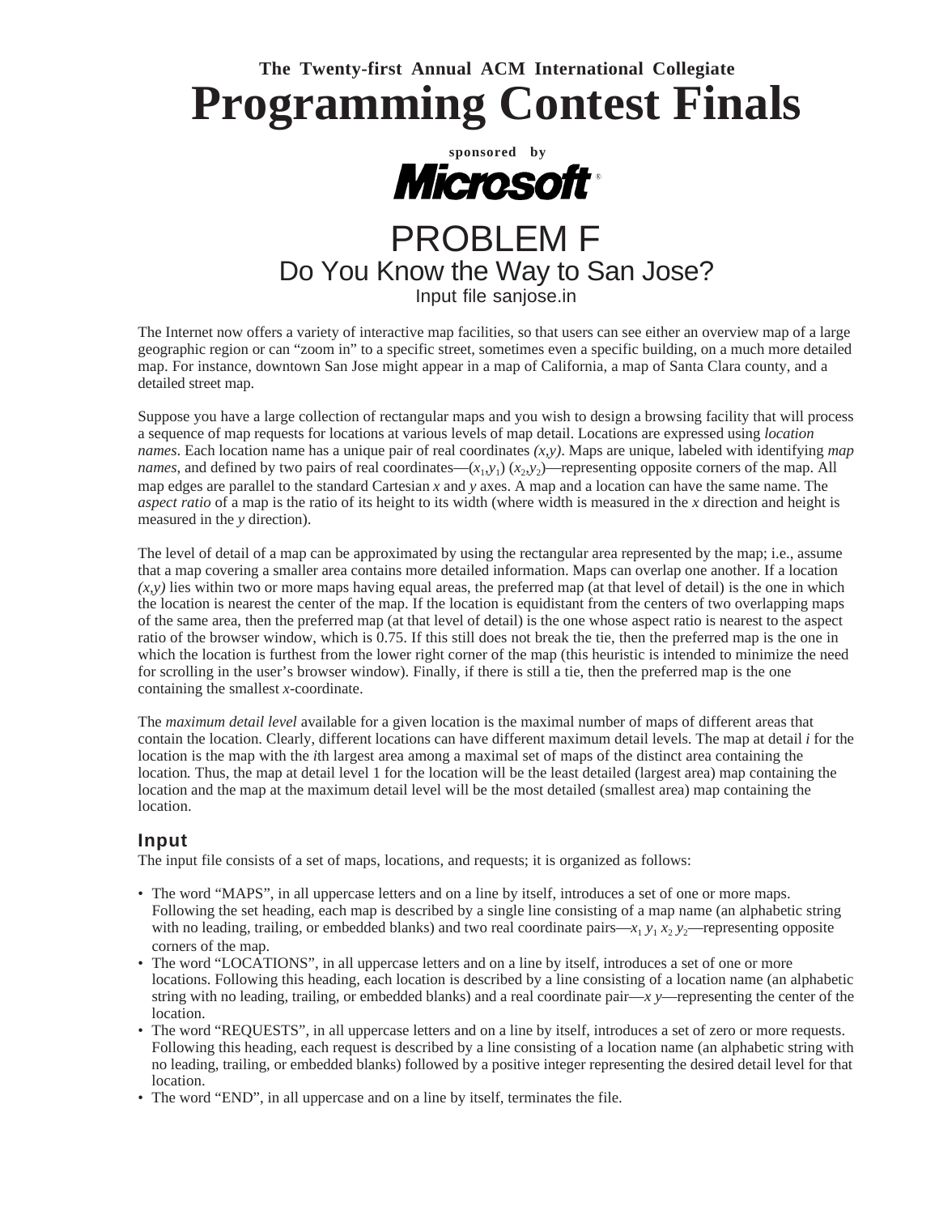The Twenty-first Annual ACM International Collegiate

# Programming Contest Finals

sponsored by

Microsoft®

# PROBLEM F

## Do You Know the Way to San Jose?

Input file sanjose.in

The Internet now offers a variety of interactive map facilities, so that users can see either an overview map of a large geographic region or can "zoom in" to a specific street, sometimes even a specific building, on a much more detailed map. For instance, downtown San Jose might appear in a map of California, a map of Santa Clara county, and a detailed street map.

Suppose you have a large collection of rectangular maps and you wish to design a browsing facility that will process a sequence of map requests for locations at various levels of map detail. Locations are expressed using *location names*. Each location name has a unique pair of real coordinates *(x,y)*. Maps are unique, labeled with identifying *map names*, and defined by two pairs of real coordinates—$(x_1,y_1)$ $(x_2,y_2)$—representing opposite corners of the map. All map edges are parallel to the standard Cartesian *x* and *y* axes. A map and a location can have the same name. The *aspect ratio* of a map is the ratio of its height to its width (where width is measured in the *x* direction and height is measured in the *y* direction).

The level of detail of a map can be approximated by using the rectangular area represented by the map; i.e., assume that a map covering a smaller area contains more detailed information. Maps can overlap one another. If a location *(x,y)* lies within two or more maps having equal areas, the preferred map (at that level of detail) is the one in which the location is nearest the center of the map. If the location is equidistant from the centers of two overlapping maps of the same area, then the preferred map (at that level of detail) is the one whose aspect ratio is nearest to the aspect ratio of the browser window, which is 0.75. If this still does not break the tie, then the preferred map is the one in which the location is furthest from the lower right corner of the map (this heuristic is intended to minimize the need for scrolling in the user's browser window). Finally, if there is still a tie, then the preferred map is the one containing the smallest *x*-coordinate.

The *maximum detail level* available for a given location is the maximal number of maps of different areas that contain the location. Clearly, different locations can have different maximum detail levels. The map at detail *i* for the location is the map with the *i*th largest area among a maximal set of maps of the distinct area containing the location. Thus, the map at detail level 1 for the location will be the least detailed (largest area) map containing the location and the map at the maximum detail level will be the most detailed (smallest area) map containing the location.

### Input

The input file consists of a set of maps, locations, and requests; it is organized as follows:

- The word "MAPS", in all uppercase letters and on a line by itself, introduces a set of one or more maps. Following the set heading, each map is described by a single line consisting of a map name (an alphabetic string with no leading, trailing, or embedded blanks) and two real coordinate pairs—$x_1$ $y_1$ $x_2$ $y_2$—representing opposite corners of the map.
- The word "LOCATIONS", in all uppercase letters and on a line by itself, introduces a set of one or more locations. Following this heading, each location is described by a line consisting of a location name (an alphabetic string with no leading, trailing, or embedded blanks) and a real coordinate pair—*x y*—representing the center of the location.
- The word "REQUESTS", in all uppercase letters and on a line by itself, introduces a set of zero or more requests. Following this heading, each request is described by a line consisting of a location name (an alphabetic string with no leading, trailing, or embedded blanks) followed by a positive integer representing the desired detail level for that location.
- The word "END", in all uppercase and on a line by itself, terminates the file.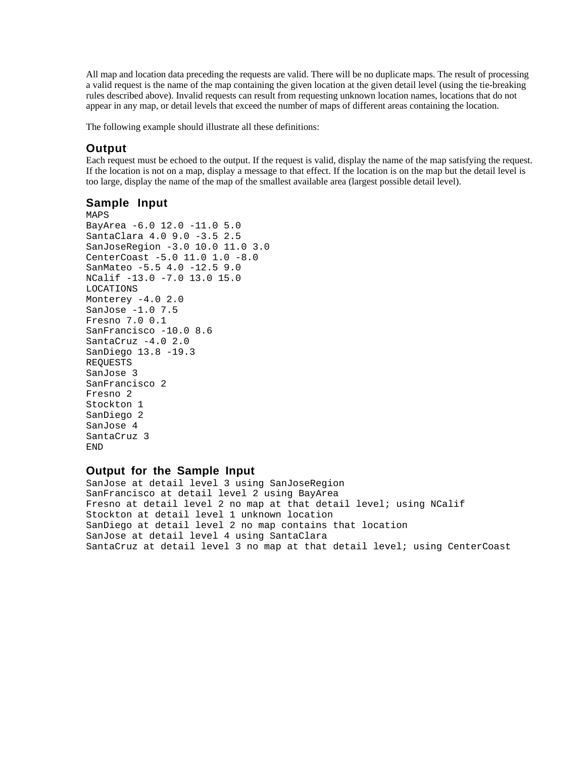All map and location data preceding the requests are valid. There will be no duplicate maps. The result of processing a valid request is the name of the map containing the given location at the given detail level (using the tie-breaking rules described above). Invalid requests can result from requesting unknown location names, locations that do not appear in any map, or detail levels that exceed the number of maps of different areas containing the location.

The following example should illustrate all these definitions:

### Output

Each request must be echoed to the output. If the request is valid, display the name of the map satisfying the request. If the location is not on a map, display a message to that effect. If the location is on the map but the detail level is too large, display the name of the map of the smallest available area (largest possible detail level).

### Sample Input

```
MAPS
BayArea -6.0 12.0 -11.0 5.0
SantaClara 4.0 9.0 -3.5 2.5
SanJoseRegion -3.0 10.0 11.0 3.0
CenterCoast -5.0 11.0 1.0 -8.0
SanMateo -5.5 4.0 -12.5 9.0
NCalif -13.0 -7.0 13.0 15.0
LOCATIONS
Monterey -4.0 2.0
SanJose -1.0 7.5
Fresno 7.0 0.1
SanFrancisco -10.0 8.6
SantaCruz -4.0 2.0
SanDiego 13.8 -19.3
REQUESTS
SanJose 3
SanFrancisco 2
Fresno 2
Stockton 1
SanDiego 2
SanJose 4
SantaCruz 3
END
```

### Output for the Sample Input

```
SanJose at detail level 3 using SanJoseRegion
SanFrancisco at detail level 2 using BayArea
Fresno at detail level 2 no map at that detail level; using NCalif
Stockton at detail level 1 unknown location
SanDiego at detail level 2 no map contains that location
SanJose at detail level 4 using SantaClara
SantaCruz at detail level 3 no map at that detail level; using CenterCoast
```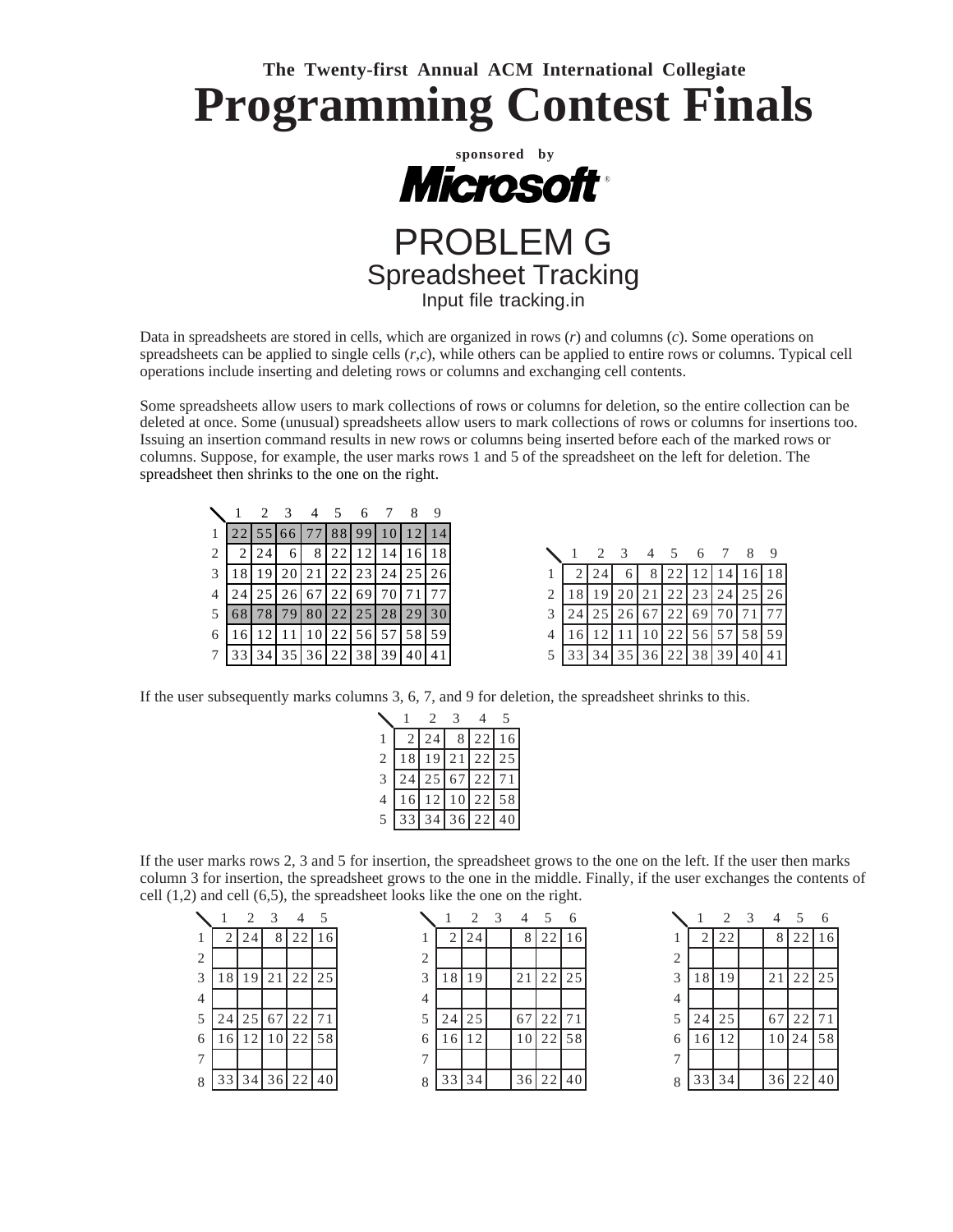The Twenty-first Annual ACM International Collegiate

# Programming Contest Finals

sponsored by

Microsoft

## PROBLEM G
### Spreadsheet Tracking
Input file tracking.in

Data in spreadsheets are stored in cells, which are organized in rows (*r*) and columns (*c*). Some operations on spreadsheets can be applied to single cells (*r*,*c*), while others can be applied to entire rows or columns. Typical cell operations include inserting and deleting rows or columns and exchanging cell contents.

Some spreadsheets allow users to mark collections of rows or columns for deletion, so the entire collection can be deleted at once. Some (unusual) spreadsheets allow users to mark collections of rows or columns for insertions too. Issuing an insertion command results in new rows or columns being inserted before each of the marked rows or columns. Suppose, for example, the user marks rows 1 and 5 of the spreadsheet on the left for deletion. The spreadsheet then shrinks to the one on the right.

| | 1 | 2 | 3 | 4 | 5 | 6 | 7 | 8 | 9 |
|---|---|---|---|---|---|---|---|---|---|
| 1 | 22 | 55 | 66 | 77 | 88 | 99 | 10 | 12 | 14 |
| 2 | 2 | 24 | 6 | 8 | 22 | 12 | 14 | 16 | 18 |
| 3 | 18 | 19 | 20 | 21 | 22 | 23 | 24 | 25 | 26 |
| 4 | 24 | 25 | 26 | 67 | 22 | 69 | 70 | 71 | 77 |
| 5 | 68 | 78 | 79 | 80 | 22 | 25 | 28 | 29 | 30 |
| 6 | 16 | 12 | 11 | 10 | 22 | 56 | 57 | 58 | 59 |
| 7 | 33 | 34 | 35 | 36 | 22 | 38 | 39 | 40 | 41 |

| | 1 | 2 | 3 | 4 | 5 | 6 | 7 | 8 | 9 |
|---|---|---|---|---|---|---|---|---|---|
| 1 | 2 | 24 | 6 | 8 | 22 | 12 | 14 | 16 | 18 |
| 2 | 18 | 19 | 20 | 21 | 22 | 23 | 24 | 25 | 26 |
| 3 | 24 | 25 | 26 | 67 | 22 | 69 | 70 | 71 | 77 |
| 4 | 16 | 12 | 11 | 10 | 22 | 56 | 57 | 58 | 59 |
| 5 | 33 | 34 | 35 | 36 | 22 | 38 | 39 | 40 | 41 |

If the user subsequently marks columns 3, 6, 7, and 9 for deletion, the spreadsheet shrinks to this.

| | 1 | 2 | 3 | 4 | 5 |
|---|---|---|---|---|---|
| 1 | 2 | 24 | 8 | 22 | 16 |
| 2 | 18 | 19 | 21 | 22 | 25 |
| 3 | 24 | 25 | 67 | 22 | 71 |
| 4 | 16 | 12 | 10 | 22 | 58 |
| 5 | 33 | 34 | 36 | 22 | 40 |

If the user marks rows 2, 3 and 5 for insertion, the spreadsheet grows to the one on the left. If the user then marks column 3 for insertion, the spreadsheet grows to the one in the middle. Finally, if the user exchanges the contents of cell (1,2) and cell (6,5), the spreadsheet looks like the one on the right.

| | 1 | 2 | 3 | 4 | 5 |
|---|---|---|---|---|---|
| 1 | 2 | 24 | 8 | 22 | 16 |
| 2 | | | | | |
| 3 | 18 | 19 | 21 | 22 | 25 |
| 4 | | | | | |
| 5 | 24 | 25 | 67 | 22 | 71 |
| 6 | 16 | 12 | 10 | 22 | 58 |
| 7 | | | | | |
| 8 | 33 | 34 | 36 | 22 | 40 |

| | 1 | 2 | 3 | 4 | 5 | 6 |
|---|---|---|---|---|---|---|
| 1 | 2 | 24 | | 8 | 22 | 16 |
| 2 | | | | | | |
| 3 | 18 | 19 | | 21 | 22 | 25 |
| 4 | | | | | | |
| 5 | 24 | 25 | | 67 | 22 | 71 |
| 6 | 16 | 12 | | 10 | 22 | 58 |
| 7 | | | | | | |
| 8 | 33 | 34 | | 36 | 22 | 40 |

| | 1 | 2 | 3 | 4 | 5 | 6 |
|---|---|---|---|---|---|---|
| 1 | 2 | 22 | | 8 | 22 | 16 |
| 2 | | | | | | |
| 3 | 18 | 19 | | 21 | 22 | 25 |
| 4 | | | | | | |
| 5 | 24 | 25 | | 67 | 22 | 71 |
| 6 | 16 | 12 | | 10 | 24 | 58 |
| 7 | | | | | | |
| 8 | 33 | 34 | | 36 | 22 | 40 |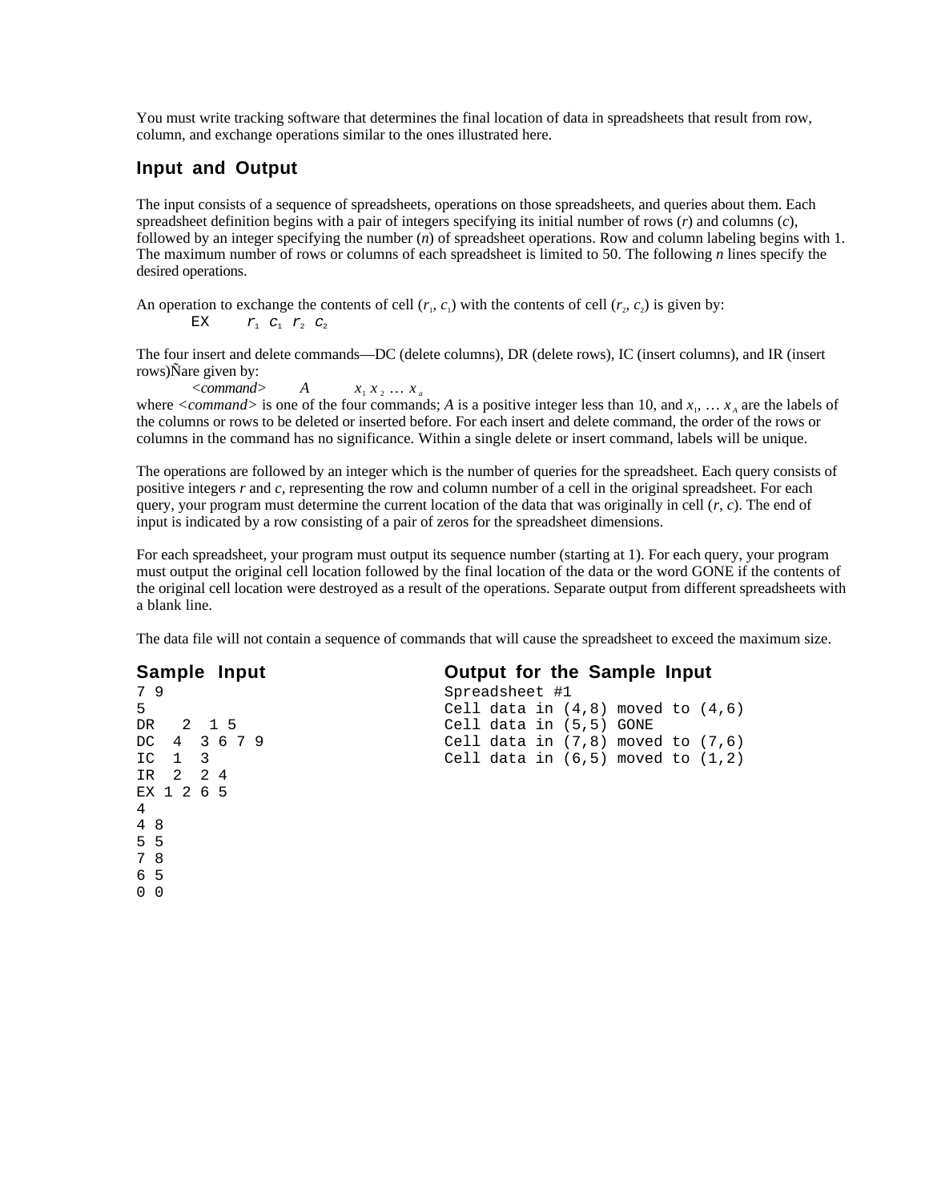You must write tracking software that determines the final location of data in spreadsheets that result from row, column, and exchange operations similar to the ones illustrated here.

## Input and Output

The input consists of a sequence of spreadsheets, operations on those spreadsheets, and queries about them. Each spreadsheet definition begins with a pair of integers specifying its initial number of rows (*r*) and columns (*c*), followed by an integer specifying the number (*n*) of spreadsheet operations. Row and column labeling begins with 1. The maximum number of rows or columns of each spreadsheet is limited to 50. The following *n* lines specify the desired operations.

An operation to exchange the contents of cell ($r_1$, $c_1$) with the contents of cell ($r_2$, $c_2$) is given by:

EX $r_1$ $c_1$ $r_2$ $c_2$

The four insert and delete commands—DC (delete columns), DR (delete rows), IC (insert columns), and IR (insert rows)Ñare given by:

*<command>* *A* $x_1$ $x_2$ … $x_a$

where *<command>* is one of the four commands; *A* is a positive integer less than 10, and $x_1$, … $x_A$ are the labels of the columns or rows to be deleted or inserted before. For each insert and delete command, the order of the rows or columns in the command has no significance. Within a single delete or insert command, labels will be unique.

The operations are followed by an integer which is the number of queries for the spreadsheet. Each query consists of positive integers *r* and *c*, representing the row and column number of a cell in the original spreadsheet. For each query, your program must determine the current location of the data that was originally in cell (*r*, *c*). The end of input is indicated by a row consisting of a pair of zeros for the spreadsheet dimensions.

For each spreadsheet, your program must output its sequence number (starting at 1). For each query, your program must output the original cell location followed by the final location of the data or the word GONE if the contents of the original cell location were destroyed as a result of the operations. Separate output from different spreadsheets with a blank line.

The data file will not contain a sequence of commands that will cause the spreadsheet to exceed the maximum size.

## Sample Input

```
7 9
5
DR   2  1 5
DC  4  3 6 7 9
IC  1  3
IR  2  2 4
EX 1 2 6 5
4
4 8
5 5
7 8
6 5
0 0
```

## Output for the Sample Input

```
Spreadsheet #1
Cell data in (4,8) moved to (4,6)
Cell data in (5,5) GONE
Cell data in (7,8) moved to (7,6)
Cell data in (6,5) moved to (1,2)
```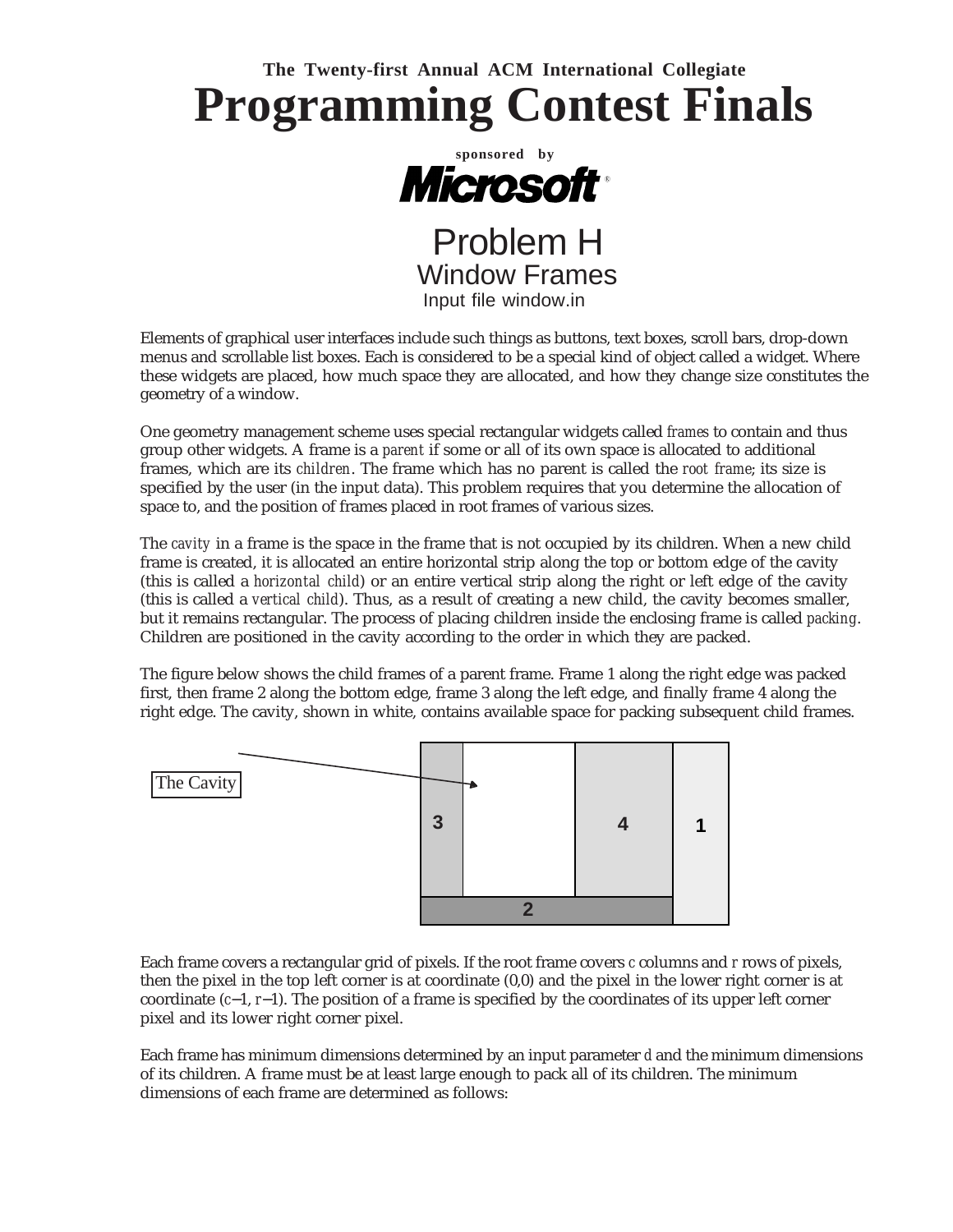The Twenty-first Annual ACM International Collegiate

# Programming Contest Finals

sponsored by

Microsoft

## Problem H
### Window Frames
Input file window.in

Elements of graphical user interfaces include such things as buttons, text boxes, scroll bars, drop-down menus and scrollable list boxes. Each is considered to be a special kind of object called a widget. Where these widgets are placed, how much space they are allocated, and how they change size constitutes the geometry of a window.

One geometry management scheme uses special rectangular widgets called *frames* to contain and thus group other widgets. A frame is a *parent* if some or all of its own space is allocated to additional frames, which are its *children*. The frame which has no parent is called the *root frame*; its size is specified by the user (in the input data). This problem requires that you determine the allocation of space to, and the position of frames placed in root frames of various sizes.

The *cavity* in a frame is the space in the frame that is not occupied by its children. When a new child frame is created, it is allocated an entire horizontal strip along the top or bottom edge of the cavity (this is called a *horizontal child*) or an entire vertical strip along the right or left edge of the cavity (this is called a *vertical child*). Thus, as a result of creating a new child, the cavity becomes smaller, but it remains rectangular. The process of placing children inside the enclosing frame is called *packing*. Children are positioned in the cavity according to the order in which they are packed.

The figure below shows the child frames of a parent frame. Frame 1 along the right edge was packed first, then frame 2 along the bottom edge, frame 3 along the left edge, and finally frame 4 along the right edge. The cavity, shown in white, contains available space for packing subsequent child frames.

The Cavity

3

4

1

2

Each frame covers a rectangular grid of pixels. If the root frame covers *c* columns and *r* rows of pixels, then the pixel in the top left corner is at coordinate (0,0) and the pixel in the lower right corner is at coordinate ($c-1$, $r-1$). The position of a frame is specified by the coordinates of its upper left corner pixel and its lower right corner pixel.

Each frame has minimum dimensions determined by an input parameter *d* and the minimum dimensions of its children. A frame must be at least large enough to pack all of its children. The minimum dimensions of each frame are determined as follows: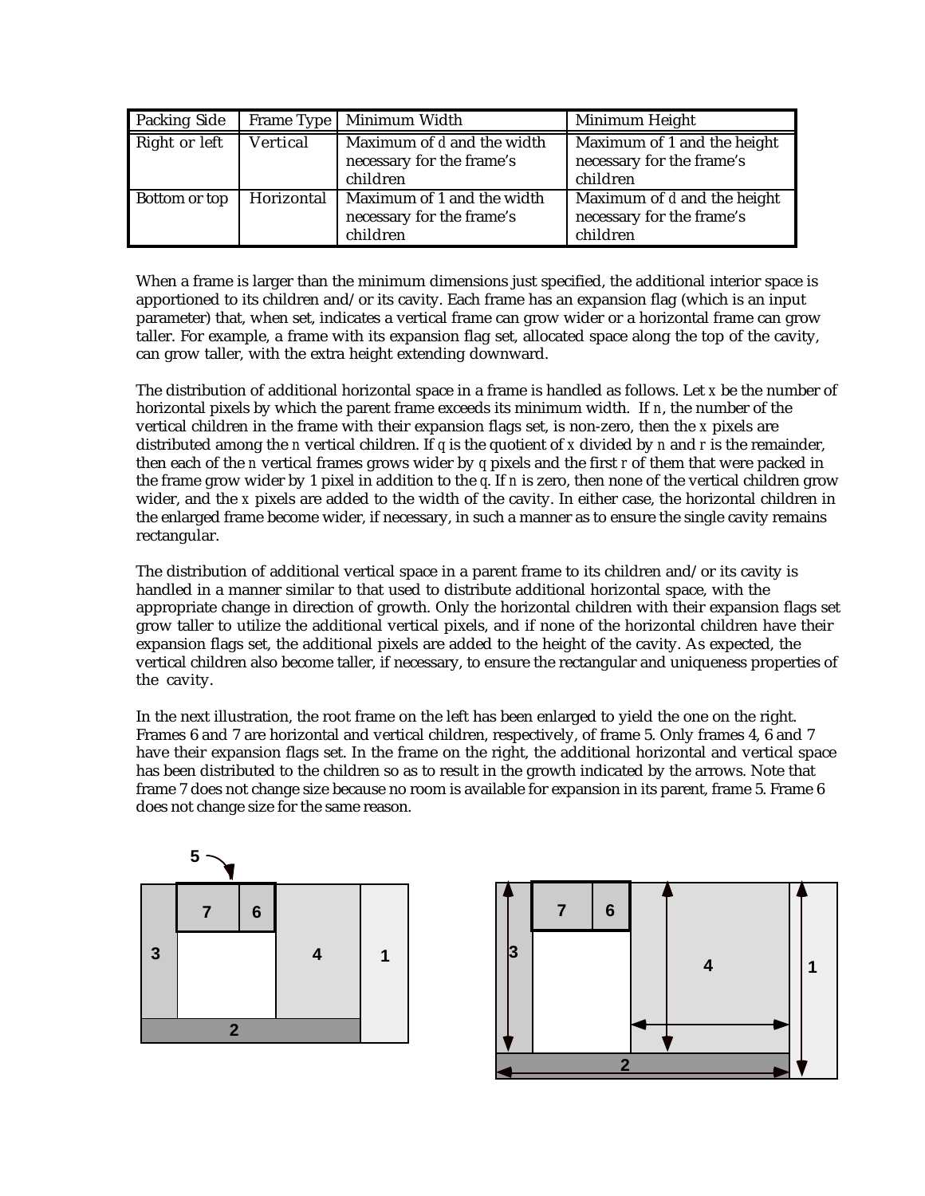| Packing Side | Frame Type | Minimum Width | Minimum Height |
| --- | --- | --- | --- |
| Right or left | Vertical | Maximum of $d$ and the width necessary for the frame's children | Maximum of 1 and the height necessary for the frame's children |
| Bottom or top | Horizontal | Maximum of 1 and the width necessary for the frame's children | Maximum of $d$ and the height necessary for the frame's children |

When a frame is larger than the minimum dimensions just specified, the additional interior space is apportioned to its children and/or its cavity. Each frame has an expansion flag (which is an input parameter) that, when set, indicates a vertical frame can grow wider or a horizontal frame can grow taller. For example, a frame with its expansion flag set, allocated space along the top of the cavity, can grow taller, with the extra height extending downward.

The distribution of additional horizontal space in a frame is handled as follows. Let $x$ be the number of horizontal pixels by which the parent frame exceeds its minimum width. If $n$, the number of the vertical children in the frame with their expansion flags set, is non-zero, then the $x$ pixels are distributed among the $n$ vertical children. If $q$ is the quotient of $x$ divided by $n$ and $r$ is the remainder, then each of the $n$ vertical frames grows wider by $q$ pixels and the first $r$ of them that were packed in the frame grow wider by 1 pixel in addition to the $q$. If $n$ is zero, then none of the vertical children grow wider, and the $x$ pixels are added to the width of the cavity. In either case, the horizontal children in the enlarged frame become wider, if necessary, in such a manner as to ensure the single cavity remains rectangular.

The distribution of additional vertical space in a parent frame to its children and/or its cavity is handled in a manner similar to that used to distribute additional horizontal space, with the appropriate change in direction of growth. Only the horizontal children with their expansion flags set grow taller to utilize the additional vertical pixels, and if none of the horizontal children have their expansion flags set, the additional pixels are added to the height of the cavity. As expected, the vertical children also become taller, if necessary, to ensure the rectangular and uniqueness properties of the cavity.

In the next illustration, the root frame on the left has been enlarged to yield the one on the right. Frames 6 and 7 are horizontal and vertical children, respectively, of frame 5. Only frames 4, 6 and 7 have their expansion flags set. In the frame on the right, the additional horizontal and vertical space has been distributed to the children so as to result in the growth indicated by the arrows. Note that frame 7 does not change size because no room is available for expansion in its parent, frame 5. Frame 6 does not change size for the same reason.

5

7 6

3 4 1

2

7 6

3 4 1

2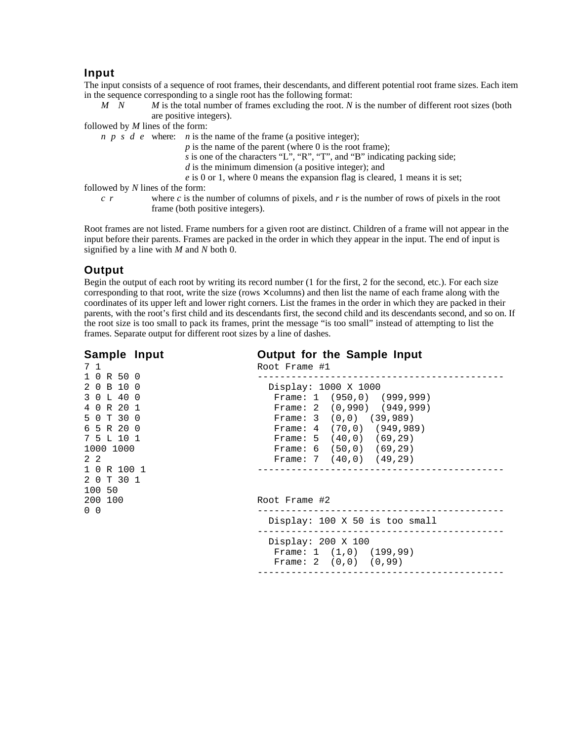## Input

The input consists of a sequence of root frames, their descendants, and different potential root frame sizes. Each item in the sequence corresponding to a single root has the following format:

*M N* — *M* is the total number of frames excluding the root. *N* is the number of different root sizes (both are positive integers).

followed by *M* lines of the form:

*n p s d e* where:
- *n* is the name of the frame (a positive integer);
- *p* is the name of the parent (where 0 is the root frame);
- *s* is one of the characters "L", "R", "T", and "B" indicating packing side;
- *d* is the minimum dimension (a positive integer); and
- *e* is 0 or 1, where 0 means the expansion flag is cleared, 1 means it is set;

followed by *N* lines of the form:

*c r* — where *c* is the number of columns of pixels, and *r* is the number of rows of pixels in the root frame (both positive integers).

Root frames are not listed. Frame numbers for a given root are distinct. Children of a frame will not appear in the input before their parents. Frames are packed in the order in which they appear in the input. The end of input is signified by a line with *M* and *N* both 0.

## Output

Begin the output of each root by writing its record number (1 for the first, 2 for the second, etc.). For each size corresponding to that root, write the size (rows × columns) and then list the name of each frame along with the coordinates of its upper left and lower right corners. List the frames in the order in which they are packed in their parents, with the root's first child and its descendants first, the second child and its descendants second, and so on. If the root size is too small to pack its frames, print the message "is too small" instead of attempting to list the frames. Separate output for different root sizes by a line of dashes.

## Sample Input

```
7 1
1 0 R 50 0
2 0 B 10 0
3 0 L 40 0
4 0 R 20 1
5 0 T 30 0
6 5 R 20 0
7 5 L 10 1
1000 1000
2 2
1 0 R 100 1
2 0 T 30 1
100 50
200 100
0 0
```

## Output for the Sample Input

```
Root Frame #1
-------------------------------------------
  Display: 1000 X 1000
   Frame: 1  (950,0)  (999,999)
   Frame: 2  (0,990)  (949,999)
   Frame: 3  (0,0)  (39,989)
   Frame: 4  (70,0)  (949,989)
   Frame: 5  (40,0)  (69,29)
   Frame: 6  (50,0)  (69,29)
   Frame: 7  (40,0)  (49,29)
-------------------------------------------


Root Frame #2
-------------------------------------------
  Display: 100 X 50 is too small
-------------------------------------------
  Display: 200 X 100
   Frame: 1  (1,0)  (199,99)
   Frame: 2  (0,0)  (0,99)
-------------------------------------------
```